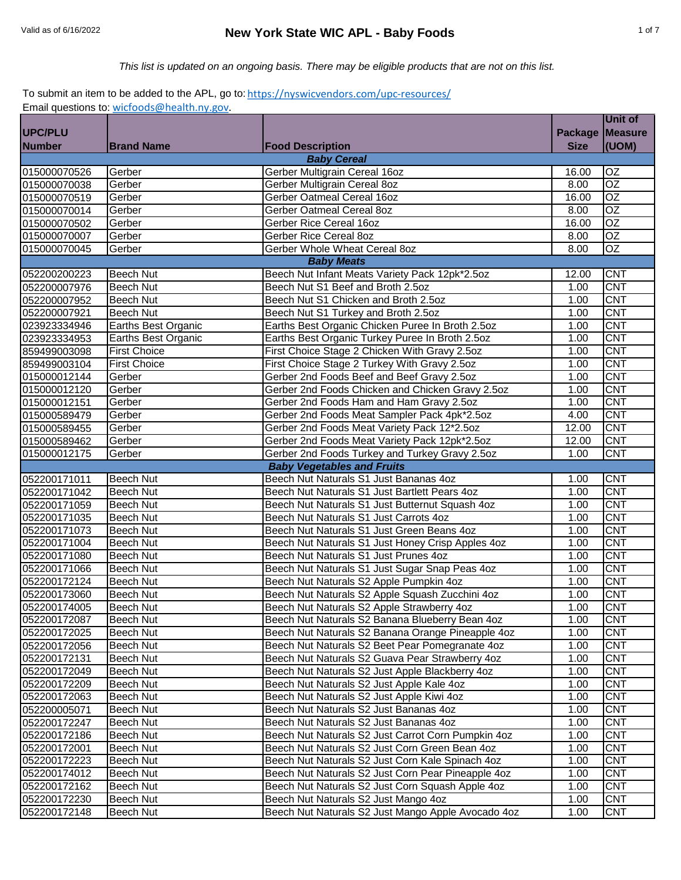# New York State WIC APL - Baby Foods

Valid as of 6/16/2022

*This list is updated on an ongoing basis. There may be eligible products that are not on this list.*

To submit an item to be added to the APL, go to: https://nyswicvendors.com/upc-resources/
Email questions to: wicfoods@health.ny.gov.

| UPC/PLU Number | Brand Name | Food Description | Package Size | Unit of Measure (UOM) |
|---|---|---|---|---|
| | | ***Baby Cereal*** | | |
| 015000070526 | Gerber | Gerber Multigrain Cereal 16oz | 16.00 | OZ |
| 015000070038 | Gerber | Gerber Multigrain Cereal 8oz | 8.00 | OZ |
| 015000070519 | Gerber | Gerber Oatmeal Cereal 16oz | 16.00 | OZ |
| 015000070014 | Gerber | Gerber Oatmeal Cereal 8oz | 8.00 | OZ |
| 015000070502 | Gerber | Gerber Rice Cereal 16oz | 16.00 | OZ |
| 015000070007 | Gerber | Gerber Rice Cereal 8oz | 8.00 | OZ |
| 015000070045 | Gerber | Gerber Whole Wheat Cereal 8oz | 8.00 | OZ |
| | | ***Baby Meats*** | | |
| 052200200223 | Beech Nut | Beech Nut Infant Meats Variety Pack 12pk*2.5oz | 12.00 | CNT |
| 052200007976 | Beech Nut | Beech Nut S1 Beef and Broth 2.5oz | 1.00 | CNT |
| 052200007952 | Beech Nut | Beech Nut S1 Chicken and Broth 2.5oz | 1.00 | CNT |
| 052200007921 | Beech Nut | Beech Nut S1 Turkey and Broth 2.5oz | 1.00 | CNT |
| 023923334946 | Earths Best Organic | Earths Best Organic Chicken Puree In Broth 2.5oz | 1.00 | CNT |
| 023923334953 | Earths Best Organic | Earths Best Organic Turkey Puree In Broth 2.5oz | 1.00 | CNT |
| 859499003098 | First Choice | First Choice Stage 2 Chicken With Gravy 2.5oz | 1.00 | CNT |
| 859499003104 | First Choice | First Choice Stage 2 Turkey With Gravy 2.5oz | 1.00 | CNT |
| 015000012144 | Gerber | Gerber 2nd Foods Beef and Beef Gravy 2.5oz | 1.00 | CNT |
| 015000012120 | Gerber | Gerber 2nd Foods Chicken and Chicken Gravy 2.5oz | 1.00 | CNT |
| 015000012151 | Gerber | Gerber 2nd Foods Ham and Ham Gravy 2.5oz | 1.00 | CNT |
| 015000589479 | Gerber | Gerber 2nd Foods Meat Sampler Pack 4pk*2.5oz | 4.00 | CNT |
| 015000589455 | Gerber | Gerber 2nd Foods Meat Variety Pack 12*2.5oz | 12.00 | CNT |
| 015000589462 | Gerber | Gerber 2nd Foods Meat Variety Pack 12pk*2.5oz | 12.00 | CNT |
| 015000012175 | Gerber | Gerber 2nd Foods Turkey and Turkey Gravy 2.5oz | 1.00 | CNT |
| | | ***Baby Vegetables and Fruits*** | | |
| 052200171011 | Beech Nut | Beech Nut Naturals S1 Just Bananas 4oz | 1.00 | CNT |
| 052200171042 | Beech Nut | Beech Nut Naturals S1 Just Bartlett Pears 4oz | 1.00 | CNT |
| 052200171059 | Beech Nut | Beech Nut Naturals S1 Just Butternut Squash 4oz | 1.00 | CNT |
| 052200171035 | Beech Nut | Beech Nut Naturals S1 Just Carrots 4oz | 1.00 | CNT |
| 052200171073 | Beech Nut | Beech Nut Naturals S1 Just Green Beans 4oz | 1.00 | CNT |
| 052200171004 | Beech Nut | Beech Nut Naturals S1 Just Honey Crisp Apples 4oz | 1.00 | CNT |
| 052200171080 | Beech Nut | Beech Nut Naturals S1 Just Prunes 4oz | 1.00 | CNT |
| 052200171066 | Beech Nut | Beech Nut Naturals S1 Just Sugar Snap Peas 4oz | 1.00 | CNT |
| 052200172124 | Beech Nut | Beech Nut Naturals S2 Apple Pumpkin 4oz | 1.00 | CNT |
| 052200173060 | Beech Nut | Beech Nut Naturals S2 Apple Squash Zucchini 4oz | 1.00 | CNT |
| 052200174005 | Beech Nut | Beech Nut Naturals S2 Apple Strawberry 4oz | 1.00 | CNT |
| 052200172087 | Beech Nut | Beech Nut Naturals S2 Banana Blueberry Bean 4oz | 1.00 | CNT |
| 052200172025 | Beech Nut | Beech Nut Naturals S2 Banana Orange Pineapple 4oz | 1.00 | CNT |
| 052200172056 | Beech Nut | Beech Nut Naturals S2 Beet Pear Pomegranate 4oz | 1.00 | CNT |
| 052200172131 | Beech Nut | Beech Nut Naturals S2 Guava Pear Strawberry 4oz | 1.00 | CNT |
| 052200172049 | Beech Nut | Beech Nut Naturals S2 Just Apple Blackberry 4oz | 1.00 | CNT |
| 052200172209 | Beech Nut | Beech Nut Naturals S2 Just Apple Kale 4oz | 1.00 | CNT |
| 052200172063 | Beech Nut | Beech Nut Naturals S2 Just Apple Kiwi 4oz | 1.00 | CNT |
| 052200005071 | Beech Nut | Beech Nut Naturals S2 Just Bananas 4oz | 1.00 | CNT |
| 052200172247 | Beech Nut | Beech Nut Naturals S2 Just Bananas 4oz | 1.00 | CNT |
| 052200172186 | Beech Nut | Beech Nut Naturals S2 Just Carrot Corn Pumpkin 4oz | 1.00 | CNT |
| 052200172001 | Beech Nut | Beech Nut Naturals S2 Just Corn Green Bean 4oz | 1.00 | CNT |
| 052200172223 | Beech Nut | Beech Nut Naturals S2 Just Corn Kale Spinach 4oz | 1.00 | CNT |
| 052200174012 | Beech Nut | Beech Nut Naturals S2 Just Corn Pear Pineapple 4oz | 1.00 | CNT |
| 052200172162 | Beech Nut | Beech Nut Naturals S2 Just Corn Squash Apple 4oz | 1.00 | CNT |
| 052200172230 | Beech Nut | Beech Nut Naturals S2 Just Mango 4oz | 1.00 | CNT |
| 052200172148 | Beech Nut | Beech Nut Naturals S2 Just Mango Apple Avocado 4oz | 1.00 | CNT |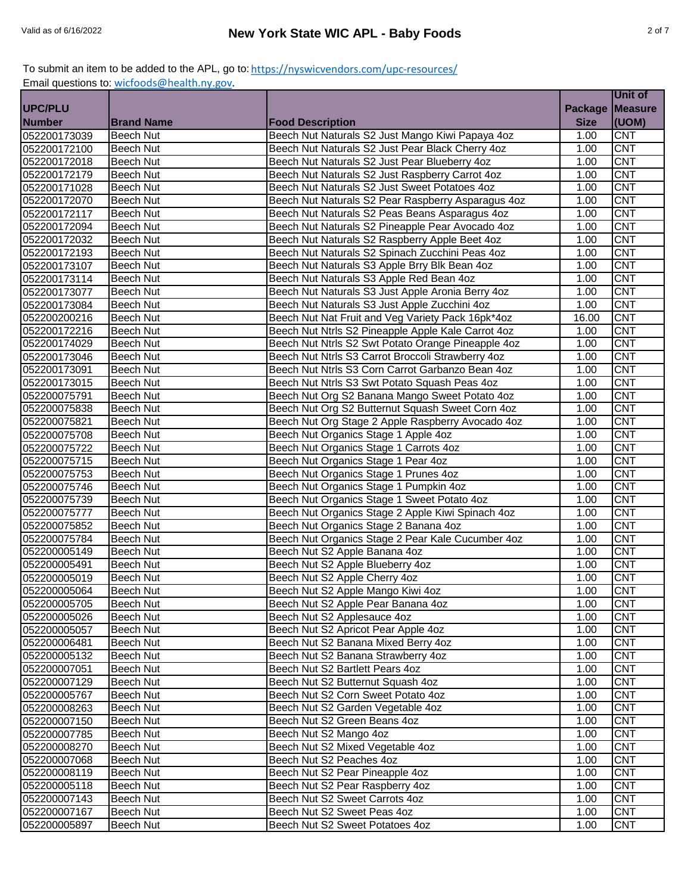To submit an item to be added to the APL, go to: https://nyswicvendors.com/upc-resources/
Email questions to: wicfoods@health.ny.gov.

| UPC/PLU Number | Brand Name | Food Description | Package Size | Unit of Measure (UOM) |
|---|---|---|---|---|
| 052200173039 | Beech Nut | Beech Nut Naturals S2 Just Mango Kiwi Papaya 4oz | 1.00 | CNT |
| 052200172100 | Beech Nut | Beech Nut Naturals S2 Just Pear Black Cherry 4oz | 1.00 | CNT |
| 052200172018 | Beech Nut | Beech Nut Naturals S2 Just Pear Blueberry 4oz | 1.00 | CNT |
| 052200172179 | Beech Nut | Beech Nut Naturals S2 Just Raspberry Carrot 4oz | 1.00 | CNT |
| 052200171028 | Beech Nut | Beech Nut Naturals S2 Just Sweet Potatoes 4oz | 1.00 | CNT |
| 052200172070 | Beech Nut | Beech Nut Naturals S2 Pear Raspberry Asparagus 4oz | 1.00 | CNT |
| 052200172117 | Beech Nut | Beech Nut Naturals S2 Peas Beans Asparagus 4oz | 1.00 | CNT |
| 052200172094 | Beech Nut | Beech Nut Naturals S2 Pineapple Pear Avocado 4oz | 1.00 | CNT |
| 052200172032 | Beech Nut | Beech Nut Naturals S2 Raspberry Apple Beet 4oz | 1.00 | CNT |
| 052200172193 | Beech Nut | Beech Nut Naturals S2 Spinach Zucchini Peas 4oz | 1.00 | CNT |
| 052200173107 | Beech Nut | Beech Nut Naturals S3 Apple Brry Blk Bean 4oz | 1.00 | CNT |
| 052200173114 | Beech Nut | Beech Nut Naturals S3 Apple Red Bean 4oz | 1.00 | CNT |
| 052200173077 | Beech Nut | Beech Nut Naturals S3 Just Apple Aronia Berry 4oz | 1.00 | CNT |
| 052200173084 | Beech Nut | Beech Nut Naturals S3 Just Apple Zucchini 4oz | 1.00 | CNT |
| 052200200216 | Beech Nut | Beech Nut Nat Fruit and Veg Variety Pack 16pk*4oz | 16.00 | CNT |
| 052200172216 | Beech Nut | Beech Nut Ntrls S2 Pineapple Apple Kale Carrot 4oz | 1.00 | CNT |
| 052200174029 | Beech Nut | Beech Nut Ntrls S2 Swt Potato Orange Pineapple 4oz | 1.00 | CNT |
| 052200173046 | Beech Nut | Beech Nut Ntrls S3 Carrot Broccoli Strawberry 4oz | 1.00 | CNT |
| 052200173091 | Beech Nut | Beech Nut Ntrls S3 Corn Carrot Garbanzo Bean 4oz | 1.00 | CNT |
| 052200173015 | Beech Nut | Beech Nut Ntrls S3 Swt Potato Squash Peas 4oz | 1.00 | CNT |
| 052200075791 | Beech Nut | Beech Nut Org S2 Banana Mango Sweet Potato 4oz | 1.00 | CNT |
| 052200075838 | Beech Nut | Beech Nut Org S2 Butternut Squash Sweet Corn 4oz | 1.00 | CNT |
| 052200075821 | Beech Nut | Beech Nut Org Stage 2 Apple Raspberry Avocado 4oz | 1.00 | CNT |
| 052200075708 | Beech Nut | Beech Nut Organics Stage 1 Apple 4oz | 1.00 | CNT |
| 052200075722 | Beech Nut | Beech Nut Organics Stage 1 Carrots 4oz | 1.00 | CNT |
| 052200075715 | Beech Nut | Beech Nut Organics Stage 1 Pear 4oz | 1.00 | CNT |
| 052200075753 | Beech Nut | Beech Nut Organics Stage 1 Prunes 4oz | 1.00 | CNT |
| 052200075746 | Beech Nut | Beech Nut Organics Stage 1 Pumpkin 4oz | 1.00 | CNT |
| 052200075739 | Beech Nut | Beech Nut Organics Stage 1 Sweet Potato 4oz | 1.00 | CNT |
| 052200075777 | Beech Nut | Beech Nut Organics Stage 2 Apple Kiwi Spinach 4oz | 1.00 | CNT |
| 052200075852 | Beech Nut | Beech Nut Organics Stage 2 Banana 4oz | 1.00 | CNT |
| 052200075784 | Beech Nut | Beech Nut Organics Stage 2 Pear Kale Cucumber 4oz | 1.00 | CNT |
| 052200005149 | Beech Nut | Beech Nut S2 Apple Banana 4oz | 1.00 | CNT |
| 052200005491 | Beech Nut | Beech Nut S2 Apple Blueberry 4oz | 1.00 | CNT |
| 052200005019 | Beech Nut | Beech Nut S2 Apple Cherry 4oz | 1.00 | CNT |
| 052200005064 | Beech Nut | Beech Nut S2 Apple Mango Kiwi 4oz | 1.00 | CNT |
| 052200005705 | Beech Nut | Beech Nut S2 Apple Pear Banana 4oz | 1.00 | CNT |
| 052200005026 | Beech Nut | Beech Nut S2 Applesauce 4oz | 1.00 | CNT |
| 052200005057 | Beech Nut | Beech Nut S2 Apricot Pear Apple 4oz | 1.00 | CNT |
| 052200006481 | Beech Nut | Beech Nut S2 Banana Mixed Berry 4oz | 1.00 | CNT |
| 052200005132 | Beech Nut | Beech Nut S2 Banana Strawberry 4oz | 1.00 | CNT |
| 052200007051 | Beech Nut | Beech Nut S2 Bartlett Pears 4oz | 1.00 | CNT |
| 052200007129 | Beech Nut | Beech Nut S2 Butternut Squash 4oz | 1.00 | CNT |
| 052200005767 | Beech Nut | Beech Nut S2 Corn Sweet Potato 4oz | 1.00 | CNT |
| 052200008263 | Beech Nut | Beech Nut S2 Garden Vegetable 4oz | 1.00 | CNT |
| 052200007150 | Beech Nut | Beech Nut S2 Green Beans 4oz | 1.00 | CNT |
| 052200007785 | Beech Nut | Beech Nut S2 Mango 4oz | 1.00 | CNT |
| 052200008270 | Beech Nut | Beech Nut S2 Mixed Vegetable 4oz | 1.00 | CNT |
| 052200007068 | Beech Nut | Beech Nut S2 Peaches 4oz | 1.00 | CNT |
| 052200008119 | Beech Nut | Beech Nut S2 Pear Pineapple 4oz | 1.00 | CNT |
| 052200005118 | Beech Nut | Beech Nut S2 Pear Raspberry 4oz | 1.00 | CNT |
| 052200007143 | Beech Nut | Beech Nut S2 Sweet Carrots 4oz | 1.00 | CNT |
| 052200007167 | Beech Nut | Beech Nut S2 Sweet Peas 4oz | 1.00 | CNT |
| 052200005897 | Beech Nut | Beech Nut S2 Sweet Potatoes 4oz | 1.00 | CNT |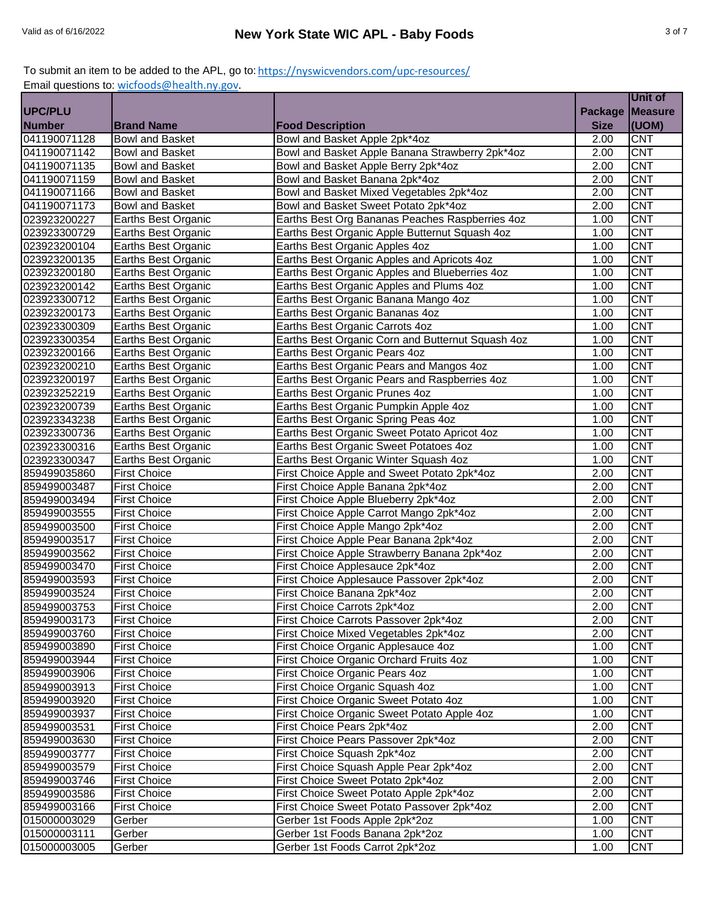To submit an item to be added to the APL, go to: https://nyswicvendors.com/upc-resources/
Email questions to: wicfoods@health.ny.gov.

| UPC/PLU Number | Brand Name | Food Description | Package Size | Unit of Measure (UOM) |
|---|---|---|---|---|
| 041190071128 | Bowl and Basket | Bowl and Basket Apple 2pk*4oz | 2.00 | CNT |
| 041190071142 | Bowl and Basket | Bowl and Basket Apple Banana Strawberry 2pk*4oz | 2.00 | CNT |
| 041190071135 | Bowl and Basket | Bowl and Basket Apple Berry 2pk*4oz | 2.00 | CNT |
| 041190071159 | Bowl and Basket | Bowl and Basket Banana 2pk*4oz | 2.00 | CNT |
| 041190071166 | Bowl and Basket | Bowl and Basket Mixed Vegetables 2pk*4oz | 2.00 | CNT |
| 041190071173 | Bowl and Basket | Bowl and Basket Sweet Potato 2pk*4oz | 2.00 | CNT |
| 023923200227 | Earths Best Organic | Earths Best Org Bananas Peaches Raspberries 4oz | 1.00 | CNT |
| 023923300729 | Earths Best Organic | Earths Best Organic Apple Butternut Squash 4oz | 1.00 | CNT |
| 023923200104 | Earths Best Organic | Earths Best Organic Apples 4oz | 1.00 | CNT |
| 023923200135 | Earths Best Organic | Earths Best Organic Apples and Apricots 4oz | 1.00 | CNT |
| 023923200180 | Earths Best Organic | Earths Best Organic Apples and Blueberries 4oz | 1.00 | CNT |
| 023923200142 | Earths Best Organic | Earths Best Organic Apples and Plums 4oz | 1.00 | CNT |
| 023923300712 | Earths Best Organic | Earths Best Organic Banana Mango 4oz | 1.00 | CNT |
| 023923200173 | Earths Best Organic | Earths Best Organic Bananas 4oz | 1.00 | CNT |
| 023923300309 | Earths Best Organic | Earths Best Organic Carrots 4oz | 1.00 | CNT |
| 023923300354 | Earths Best Organic | Earths Best Organic Corn and Butternut Squash 4oz | 1.00 | CNT |
| 023923200166 | Earths Best Organic | Earths Best Organic Pears 4oz | 1.00 | CNT |
| 023923200210 | Earths Best Organic | Earths Best Organic Pears and Mangos 4oz | 1.00 | CNT |
| 023923200197 | Earths Best Organic | Earths Best Organic Pears and Raspberries 4oz | 1.00 | CNT |
| 023923252219 | Earths Best Organic | Earths Best Organic Prunes 4oz | 1.00 | CNT |
| 023923200739 | Earths Best Organic | Earths Best Organic Pumpkin Apple 4oz | 1.00 | CNT |
| 023923343238 | Earths Best Organic | Earths Best Organic Spring Peas 4oz | 1.00 | CNT |
| 023923300736 | Earths Best Organic | Earths Best Organic Sweet Potato Apricot 4oz | 1.00 | CNT |
| 023923300316 | Earths Best Organic | Earths Best Organic Sweet Potatoes 4oz | 1.00 | CNT |
| 023923300347 | Earths Best Organic | Earths Best Organic Winter Squash 4oz | 1.00 | CNT |
| 859499035860 | First Choice | First Choice Apple and Sweet Potato 2pk*4oz | 2.00 | CNT |
| 859499003487 | First Choice | First Choice Apple Banana 2pk*4oz | 2.00 | CNT |
| 859499003494 | First Choice | First Choice Apple Blueberry 2pk*4oz | 2.00 | CNT |
| 859499003555 | First Choice | First Choice Apple Carrot Mango 2pk*4oz | 2.00 | CNT |
| 859499003500 | First Choice | First Choice Apple Mango 2pk*4oz | 2.00 | CNT |
| 859499003517 | First Choice | First Choice Apple Pear Banana 2pk*4oz | 2.00 | CNT |
| 859499003562 | First Choice | First Choice Apple Strawberry Banana 2pk*4oz | 2.00 | CNT |
| 859499003470 | First Choice | First Choice Applesauce 2pk*4oz | 2.00 | CNT |
| 859499003593 | First Choice | First Choice Applesauce Passover 2pk*4oz | 2.00 | CNT |
| 859499003524 | First Choice | First Choice Banana 2pk*4oz | 2.00 | CNT |
| 859499003753 | First Choice | First Choice Carrots 2pk*4oz | 2.00 | CNT |
| 859499003173 | First Choice | First Choice Carrots Passover 2pk*4oz | 2.00 | CNT |
| 859499003760 | First Choice | First Choice Mixed Vegetables 2pk*4oz | 2.00 | CNT |
| 859499003890 | First Choice | First Choice Organic Applesauce 4oz | 1.00 | CNT |
| 859499003944 | First Choice | First Choice Organic Orchard Fruits 4oz | 1.00 | CNT |
| 859499003906 | First Choice | First Choice Organic Pears 4oz | 1.00 | CNT |
| 859499003913 | First Choice | First Choice Organic Squash 4oz | 1.00 | CNT |
| 859499003920 | First Choice | First Choice Organic Sweet Potato 4oz | 1.00 | CNT |
| 859499003937 | First Choice | First Choice Organic Sweet Potato Apple 4oz | 1.00 | CNT |
| 859499003531 | First Choice | First Choice Pears 2pk*4oz | 2.00 | CNT |
| 859499003630 | First Choice | First Choice Pears Passover 2pk*4oz | 2.00 | CNT |
| 859499003777 | First Choice | First Choice Squash 2pk*4oz | 2.00 | CNT |
| 859499003579 | First Choice | First Choice Squash Apple Pear 2pk*4oz | 2.00 | CNT |
| 859499003746 | First Choice | First Choice Sweet Potato 2pk*4oz | 2.00 | CNT |
| 859499003586 | First Choice | First Choice Sweet Potato Apple 2pk*4oz | 2.00 | CNT |
| 859499003166 | First Choice | First Choice Sweet Potato Passover 2pk*4oz | 2.00 | CNT |
| 015000003029 | Gerber | Gerber 1st Foods Apple 2pk*2oz | 1.00 | CNT |
| 015000003111 | Gerber | Gerber 1st Foods Banana 2pk*2oz | 1.00 | CNT |
| 015000003005 | Gerber | Gerber 1st Foods Carrot 2pk*2oz | 1.00 | CNT |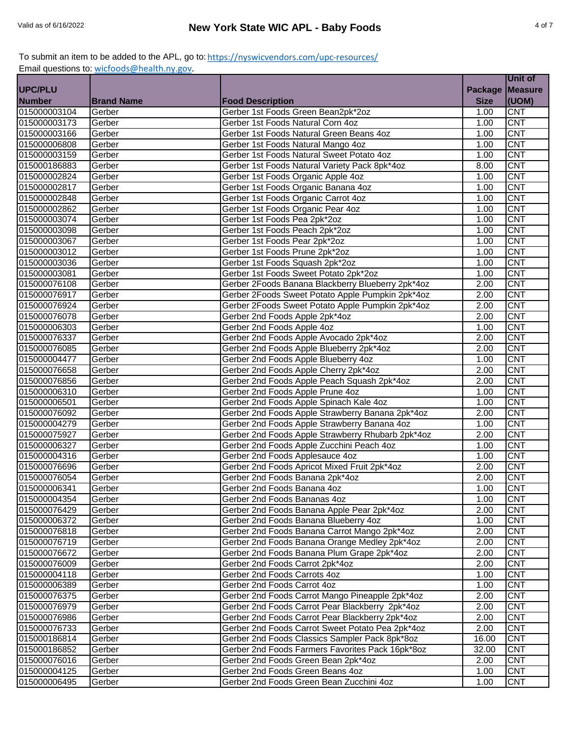To submit an item to be added to the APL, go to: https://nyswicvendors.com/upc-resources/
Email questions to: wicfoods@health.ny.gov.

| UPC/PLU Number | Brand Name | Food Description | Package Size | Unit of Measure (UOM) |
|---|---|---|---|---|
| 015000003104 | Gerber | Gerber 1st Foods Green Bean2pk*2oz | 1.00 | CNT |
| 015000003173 | Gerber | Gerber 1st Foods Natural Corn 4oz | 1.00 | CNT |
| 015000003166 | Gerber | Gerber 1st Foods Natural Green Beans 4oz | 1.00 | CNT |
| 015000006808 | Gerber | Gerber 1st Foods Natural Mango 4oz | 1.00 | CNT |
| 015000003159 | Gerber | Gerber 1st Foods Natural Sweet Potato 4oz | 1.00 | CNT |
| 015000186883 | Gerber | Gerber 1st Foods Natural Variety Pack 8pk*4oz | 8.00 | CNT |
| 015000002824 | Gerber | Gerber 1st Foods Organic Apple 4oz | 1.00 | CNT |
| 015000002817 | Gerber | Gerber 1st Foods Organic Banana 4oz | 1.00 | CNT |
| 015000002848 | Gerber | Gerber 1st Foods Organic Carrot 4oz | 1.00 | CNT |
| 015000002862 | Gerber | Gerber 1st Foods Organic Pear 4oz | 1.00 | CNT |
| 015000003074 | Gerber | Gerber 1st Foods Pea 2pk*2oz | 1.00 | CNT |
| 015000003098 | Gerber | Gerber 1st Foods Peach 2pk*2oz | 1.00 | CNT |
| 015000003067 | Gerber | Gerber 1st Foods Pear 2pk*2oz | 1.00 | CNT |
| 015000003012 | Gerber | Gerber 1st Foods Prune 2pk*2oz | 1.00 | CNT |
| 015000003036 | Gerber | Gerber 1st Foods Squash 2pk*2oz | 1.00 | CNT |
| 015000003081 | Gerber | Gerber 1st Foods Sweet Potato 2pk*2oz | 1.00 | CNT |
| 015000076108 | Gerber | Gerber 2Foods Banana Blackberry Blueberry 2pk*4oz | 2.00 | CNT |
| 015000076917 | Gerber | Gerber 2Foods Sweet Potato Apple Pumpkin 2pk*4oz | 2.00 | CNT |
| 015000076924 | Gerber | Gerber 2Foods Sweet Potato Apple Pumpkin 2pk*4oz | 2.00 | CNT |
| 015000076078 | Gerber | Gerber 2nd Foods Apple 2pk*4oz | 2.00 | CNT |
| 015000006303 | Gerber | Gerber 2nd Foods Apple 4oz | 1.00 | CNT |
| 015000076337 | Gerber | Gerber 2nd Foods Apple Avocado 2pk*4oz | 2.00 | CNT |
| 015000076085 | Gerber | Gerber 2nd Foods Apple Blueberry 2pk*4oz | 2.00 | CNT |
| 015000004477 | Gerber | Gerber 2nd Foods Apple Blueberry 4oz | 1.00 | CNT |
| 015000076658 | Gerber | Gerber 2nd Foods Apple Cherry 2pk*4oz | 2.00 | CNT |
| 015000076856 | Gerber | Gerber 2nd Foods Apple Peach Squash 2pk*4oz | 2.00 | CNT |
| 015000006310 | Gerber | Gerber 2nd Foods Apple Prune 4oz | 1.00 | CNT |
| 015000006501 | Gerber | Gerber 2nd Foods Apple Spinach Kale 4oz | 1.00 | CNT |
| 015000076092 | Gerber | Gerber 2nd Foods Apple Strawberry Banana 2pk*4oz | 2.00 | CNT |
| 015000004279 | Gerber | Gerber 2nd Foods Apple Strawberry Banana 4oz | 1.00 | CNT |
| 015000075927 | Gerber | Gerber 2nd Foods Apple Strawberry Rhubarb 2pk*4oz | 2.00 | CNT |
| 015000006327 | Gerber | Gerber 2nd Foods Apple Zucchini Peach 4oz | 1.00 | CNT |
| 015000004316 | Gerber | Gerber 2nd Foods Applesauce 4oz | 1.00 | CNT |
| 015000076696 | Gerber | Gerber 2nd Foods Apricot Mixed Fruit 2pk*4oz | 2.00 | CNT |
| 015000076054 | Gerber | Gerber 2nd Foods Banana 2pk*4oz | 2.00 | CNT |
| 015000006341 | Gerber | Gerber 2nd Foods Banana 4oz | 1.00 | CNT |
| 015000004354 | Gerber | Gerber 2nd Foods Bananas 4oz | 1.00 | CNT |
| 015000076429 | Gerber | Gerber 2nd Foods Banana Apple Pear 2pk*4oz | 2.00 | CNT |
| 015000006372 | Gerber | Gerber 2nd Foods Banana Blueberry 4oz | 1.00 | CNT |
| 015000076818 | Gerber | Gerber 2nd Foods Banana Carrot Mango 2pk*4oz | 2.00 | CNT |
| 015000076719 | Gerber | Gerber 2nd Foods Banana Orange Medley 2pk*4oz | 2.00 | CNT |
| 015000076672 | Gerber | Gerber 2nd Foods Banana Plum Grape 2pk*4oz | 2.00 | CNT |
| 015000076009 | Gerber | Gerber 2nd Foods Carrot 2pk*4oz | 2.00 | CNT |
| 015000004118 | Gerber | Gerber 2nd Foods Carrots 4oz | 1.00 | CNT |
| 015000006389 | Gerber | Gerber 2nd Foods Carrot 4oz | 1.00 | CNT |
| 015000076375 | Gerber | Gerber 2nd Foods Carrot Mango Pineapple 2pk*4oz | 2.00 | CNT |
| 015000076979 | Gerber | Gerber 2nd Foods Carrot Pear Blackberry  2pk*4oz | 2.00 | CNT |
| 015000076986 | Gerber | Gerber 2nd Foods Carrot Pear Blackberry 2pk*4oz | 2.00 | CNT |
| 015000076733 | Gerber | Gerber 2nd Foods Carrot Sweet Potato Pea 2pk*4oz | 2.00 | CNT |
| 015000186814 | Gerber | Gerber 2nd Foods Classics Sampler Pack 8pk*8oz | 16.00 | CNT |
| 015000186852 | Gerber | Gerber 2nd Foods Farmers Favorites Pack 16pk*8oz | 32.00 | CNT |
| 015000076016 | Gerber | Gerber 2nd Foods Green Bean 2pk*4oz | 2.00 | CNT |
| 015000004125 | Gerber | Gerber 2nd Foods Green Beans 4oz | 1.00 | CNT |
| 015000006495 | Gerber | Gerber 2nd Foods Green Bean Zucchini 4oz | 1.00 | CNT |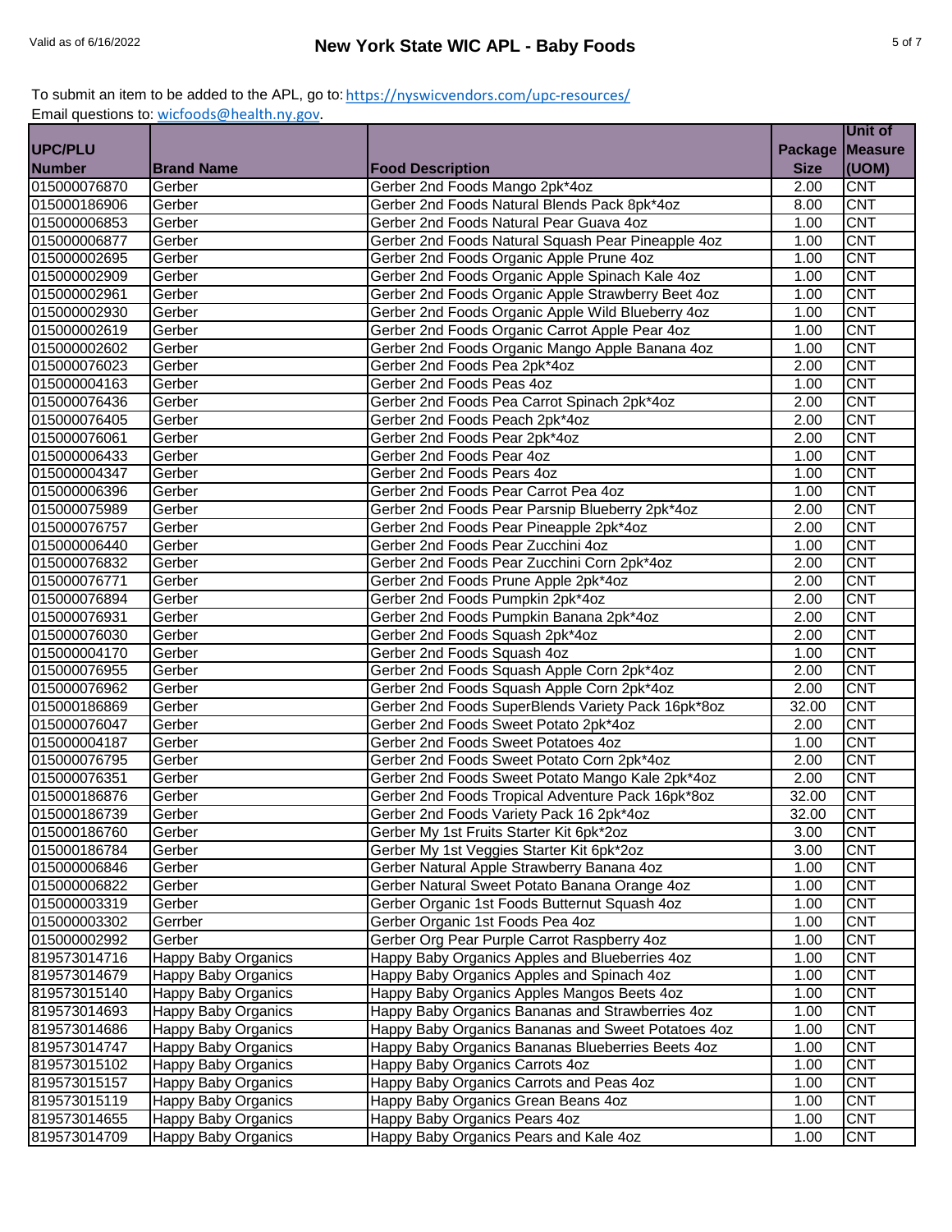To submit an item to be added to the APL, go to: https://nyswicvendors.com/upc-resources/
Email questions to: wicfoods@health.ny.gov.

| UPC/PLU Number | Brand Name | Food Description | Package Size | Unit of Measure (UOM) |
|---|---|---|---|---|
| 015000076870 | Gerber | Gerber 2nd Foods Mango 2pk*4oz | 2.00 | CNT |
| 015000186906 | Gerber | Gerber 2nd Foods Natural Blends Pack 8pk*4oz | 8.00 | CNT |
| 015000006853 | Gerber | Gerber 2nd Foods Natural Pear Guava 4oz | 1.00 | CNT |
| 015000006877 | Gerber | Gerber 2nd Foods Natural Squash Pear Pineapple 4oz | 1.00 | CNT |
| 015000002695 | Gerber | Gerber 2nd Foods Organic Apple Prune 4oz | 1.00 | CNT |
| 015000002909 | Gerber | Gerber 2nd Foods Organic Apple Spinach Kale 4oz | 1.00 | CNT |
| 015000002961 | Gerber | Gerber 2nd Foods Organic Apple Strawberry Beet 4oz | 1.00 | CNT |
| 015000002930 | Gerber | Gerber 2nd Foods Organic Apple Wild Blueberry 4oz | 1.00 | CNT |
| 015000002619 | Gerber | Gerber 2nd Foods Organic Carrot Apple Pear 4oz | 1.00 | CNT |
| 015000002602 | Gerber | Gerber 2nd Foods Organic Mango Apple Banana 4oz | 1.00 | CNT |
| 015000076023 | Gerber | Gerber 2nd Foods Pea 2pk*4oz | 2.00 | CNT |
| 015000004163 | Gerber | Gerber 2nd Foods Peas 4oz | 1.00 | CNT |
| 015000076436 | Gerber | Gerber 2nd Foods Pea Carrot Spinach 2pk*4oz | 2.00 | CNT |
| 015000076405 | Gerber | Gerber 2nd Foods Peach 2pk*4oz | 2.00 | CNT |
| 015000076061 | Gerber | Gerber 2nd Foods Pear 2pk*4oz | 2.00 | CNT |
| 015000006433 | Gerber | Gerber 2nd Foods Pear 4oz | 1.00 | CNT |
| 015000004347 | Gerber | Gerber 2nd Foods Pears 4oz | 1.00 | CNT |
| 015000006396 | Gerber | Gerber 2nd Foods Pear Carrot Pea 4oz | 1.00 | CNT |
| 015000075989 | Gerber | Gerber 2nd Foods Pear Parsnip Blueberry 2pk*4oz | 2.00 | CNT |
| 015000076757 | Gerber | Gerber 2nd Foods Pear Pineapple 2pk*4oz | 2.00 | CNT |
| 015000006440 | Gerber | Gerber 2nd Foods Pear Zucchini 4oz | 1.00 | CNT |
| 015000076832 | Gerber | Gerber 2nd Foods Pear Zucchini Corn 2pk*4oz | 2.00 | CNT |
| 015000076771 | Gerber | Gerber 2nd Foods Prune Apple 2pk*4oz | 2.00 | CNT |
| 015000076894 | Gerber | Gerber 2nd Foods Pumpkin 2pk*4oz | 2.00 | CNT |
| 015000076931 | Gerber | Gerber 2nd Foods Pumpkin Banana 2pk*4oz | 2.00 | CNT |
| 015000076030 | Gerber | Gerber 2nd Foods Squash 2pk*4oz | 2.00 | CNT |
| 015000004170 | Gerber | Gerber 2nd Foods Squash 4oz | 1.00 | CNT |
| 015000076955 | Gerber | Gerber 2nd Foods Squash Apple Corn 2pk*4oz | 2.00 | CNT |
| 015000076962 | Gerber | Gerber 2nd Foods Squash Apple Corn 2pk*4oz | 2.00 | CNT |
| 015000186869 | Gerber | Gerber 2nd Foods SuperBlends Variety Pack 16pk*8oz | 32.00 | CNT |
| 015000076047 | Gerber | Gerber 2nd Foods Sweet Potato 2pk*4oz | 2.00 | CNT |
| 015000004187 | Gerber | Gerber 2nd Foods Sweet Potatoes 4oz | 1.00 | CNT |
| 015000076795 | Gerber | Gerber 2nd Foods Sweet Potato Corn 2pk*4oz | 2.00 | CNT |
| 015000076351 | Gerber | Gerber 2nd Foods Sweet Potato Mango Kale 2pk*4oz | 2.00 | CNT |
| 015000186876 | Gerber | Gerber 2nd Foods Tropical Adventure Pack 16pk*8oz | 32.00 | CNT |
| 015000186739 | Gerber | Gerber 2nd Foods Variety Pack 16 2pk*4oz | 32.00 | CNT |
| 015000186760 | Gerber | Gerber My 1st Fruits Starter Kit 6pk*2oz | 3.00 | CNT |
| 015000186784 | Gerber | Gerber My 1st Veggies Starter Kit 6pk*2oz | 3.00 | CNT |
| 015000006846 | Gerber | Gerber Natural Apple Strawberry Banana 4oz | 1.00 | CNT |
| 015000006822 | Gerber | Gerber Natural Sweet Potato Banana Orange 4oz | 1.00 | CNT |
| 015000003319 | Gerber | Gerber Organic 1st Foods Butternut Squash 4oz | 1.00 | CNT |
| 015000003302 | Gerrber | Gerber Organic 1st Foods Pea 4oz | 1.00 | CNT |
| 015000002992 | Gerber | Gerber Org Pear Purple Carrot Raspberry 4oz | 1.00 | CNT |
| 819573014716 | Happy Baby Organics | Happy Baby Organics Apples and Blueberries 4oz | 1.00 | CNT |
| 819573014679 | Happy Baby Organics | Happy Baby Organics Apples and Spinach 4oz | 1.00 | CNT |
| 819573015140 | Happy Baby Organics | Happy Baby Organics Apples Mangos Beets 4oz | 1.00 | CNT |
| 819573014693 | Happy Baby Organics | Happy Baby Organics Bananas and Strawberries 4oz | 1.00 | CNT |
| 819573014686 | Happy Baby Organics | Happy Baby Organics Bananas and Sweet Potatoes 4oz | 1.00 | CNT |
| 819573014747 | Happy Baby Organics | Happy Baby Organics Bananas Blueberries Beets 4oz | 1.00 | CNT |
| 819573015102 | Happy Baby Organics | Happy Baby Organics Carrots 4oz | 1.00 | CNT |
| 819573015157 | Happy Baby Organics | Happy Baby Organics Carrots and Peas 4oz | 1.00 | CNT |
| 819573015119 | Happy Baby Organics | Happy Baby Organics Grean Beans 4oz | 1.00 | CNT |
| 819573014655 | Happy Baby Organics | Happy Baby Organics Pears 4oz | 1.00 | CNT |
| 819573014709 | Happy Baby Organics | Happy Baby Organics Pears and Kale 4oz | 1.00 | CNT |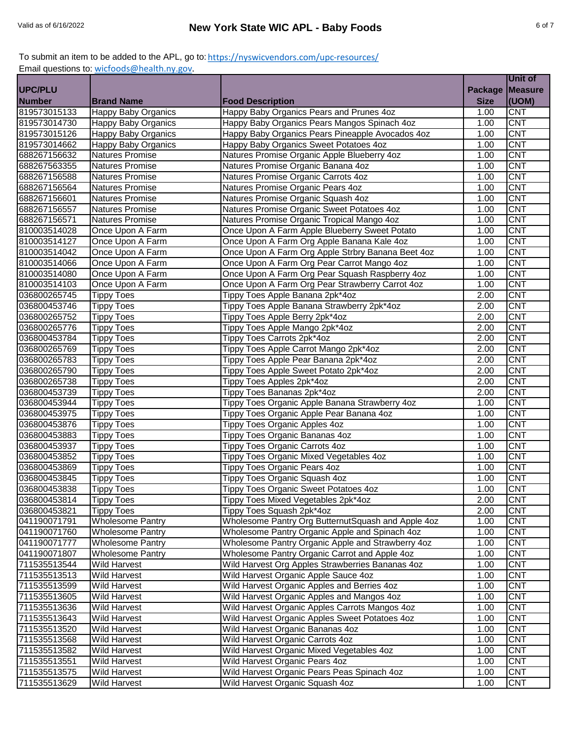To submit an item to be added to the APL, go to: https://nyswicvendors.com/upc-resources/
Email questions to: wicfoods@health.ny.gov.

| UPC/PLU Number | Brand Name | Food Description | Package Size | Unit of Measure (UOM) |
|---|---|---|---|---|
| 819573015133 | Happy Baby Organics | Happy Baby Organics Pears and Prunes 4oz | 1.00 | CNT |
| 819573014730 | Happy Baby Organics | Happy Baby Organics Pears Mangos Spinach 4oz | 1.00 | CNT |
| 819573015126 | Happy Baby Organics | Happy Baby Organics Pears Pineapple Avocados 4oz | 1.00 | CNT |
| 819573014662 | Happy Baby Organics | Happy Baby Organics Sweet Potatoes 4oz | 1.00 | CNT |
| 688267156632 | Natures Promise | Natures Promise Organic Apple Blueberry 4oz | 1.00 | CNT |
| 688267563355 | Natures Promise | Natures Promise Organic Banana 4oz | 1.00 | CNT |
| 688267156588 | Natures Promise | Natures Promise Organic Carrots 4oz | 1.00 | CNT |
| 688267156564 | Natures Promise | Natures Promise Organic Pears 4oz | 1.00 | CNT |
| 688267156601 | Natures Promise | Natures Promise Organic Squash 4oz | 1.00 | CNT |
| 688267156557 | Natures Promise | Natures Promise Organic Sweet Potatoes 4oz | 1.00 | CNT |
| 688267156571 | Natures Promise | Natures Promise Organic Tropical Mango 4oz | 1.00 | CNT |
| 810003514028 | Once Upon A Farm | Once Upon A Farm Apple Blueberry Sweet Potato | 1.00 | CNT |
| 810003514127 | Once Upon A Farm | Once Upon A Farm Org Apple Banana Kale 4oz | 1.00 | CNT |
| 810003514042 | Once Upon A Farm | Once Upon A Farm Org Apple Strbry Banana Beet 4oz | 1.00 | CNT |
| 810003514066 | Once Upon A Farm | Once Upon A Farm Org Pear Carrot Mango 4oz | 1.00 | CNT |
| 810003514080 | Once Upon A Farm | Once Upon A Farm Org Pear Squash Raspberry 4oz | 1.00 | CNT |
| 810003514103 | Once Upon A Farm | Once Upon A Farm Org Pear Strawberry Carrot 4oz | 1.00 | CNT |
| 036800265745 | Tippy Toes | Tippy Toes Apple Banana 2pk*4oz | 2.00 | CNT |
| 036800453746 | Tippy Toes | Tippy Toes Apple Banana Strawberry 2pk*4oz | 2.00 | CNT |
| 036800265752 | Tippy Toes | Tippy Toes Apple Berry 2pk*4oz | 2.00 | CNT |
| 036800265776 | Tippy Toes | Tippy Toes Apple Mango 2pk*4oz | 2.00 | CNT |
| 036800453784 | Tippy Toes | Tippy Toes Carrots 2pk*4oz | 2.00 | CNT |
| 036800265769 | Tippy Toes | Tippy Toes Apple Carrot Mango 2pk*4oz | 2.00 | CNT |
| 036800265783 | Tippy Toes | Tippy Toes Apple Pear Banana 2pk*4oz | 2.00 | CNT |
| 036800265790 | Tippy Toes | Tippy Toes Apple Sweet Potato 2pk*4oz | 2.00 | CNT |
| 036800265738 | Tippy Toes | Tippy Toes Apples 2pk*4oz | 2.00 | CNT |
| 036800453739 | Tippy Toes | Tippy Toes Bananas 2pk*4oz | 2.00 | CNT |
| 036800453944 | Tippy Toes | Tippy Toes Organic Apple Banana Strawberry 4oz | 1.00 | CNT |
| 036800453975 | Tippy Toes | Tippy Toes Organic Apple Pear Banana 4oz | 1.00 | CNT |
| 036800453876 | Tippy Toes | Tippy Toes Organic Apples 4oz | 1.00 | CNT |
| 036800453883 | Tippy Toes | Tippy Toes Organic Bananas 4oz | 1.00 | CNT |
| 036800453937 | Tippy Toes | Tippy Toes Organic Carrots 4oz | 1.00 | CNT |
| 036800453852 | Tippy Toes | Tippy Toes Organic Mixed Vegetables 4oz | 1.00 | CNT |
| 036800453869 | Tippy Toes | Tippy Toes Organic Pears 4oz | 1.00 | CNT |
| 036800453845 | Tippy Toes | Tippy Toes Organic Squash 4oz | 1.00 | CNT |
| 036800453838 | Tippy Toes | Tippy Toes Organic Sweet Potatoes 4oz | 1.00 | CNT |
| 036800453814 | Tippy Toes | Tippy Toes Mixed Vegetables 2pk*4oz | 2.00 | CNT |
| 036800453821 | Tippy Toes | Tippy Toes Squash 2pk*4oz | 2.00 | CNT |
| 041190071791 | Wholesome Pantry | Wholesome Pantry Org ButternutSquash and Apple 4oz | 1.00 | CNT |
| 041190071760 | Wholesome Pantry | Wholesome Pantry Organic Apple and Spinach 4oz | 1.00 | CNT |
| 041190071777 | Wholesome Pantry | Wholesome Pantry Organic Apple and Strawberry 4oz | 1.00 | CNT |
| 041190071807 | Wholesome Pantry | Wholesome Pantry Organic Carrot and Apple 4oz | 1.00 | CNT |
| 711535513544 | Wild Harvest | Wild Harvest Org Apples Strawberries Bananas 4oz | 1.00 | CNT |
| 711535513513 | Wild Harvest | Wild Harvest Organic Apple Sauce 4oz | 1.00 | CNT |
| 711535513599 | Wild Harvest | Wild Harvest Organic Apples and Berries 4oz | 1.00 | CNT |
| 711535513605 | Wild Harvest | Wild Harvest Organic Apples and Mangos 4oz | 1.00 | CNT |
| 711535513636 | Wild Harvest | Wild Harvest Organic Apples Carrots Mangos 4oz | 1.00 | CNT |
| 711535513643 | Wild Harvest | Wild Harvest Organic Apples Sweet Potatoes 4oz | 1.00 | CNT |
| 711535513520 | Wild Harvest | Wild Harvest Organic Bananas 4oz | 1.00 | CNT |
| 711535513568 | Wild Harvest | Wild Harvest Organic Carrots 4oz | 1.00 | CNT |
| 711535513582 | Wild Harvest | Wild Harvest Organic Mixed Vegetables 4oz | 1.00 | CNT |
| 711535513551 | Wild Harvest | Wild Harvest Organic Pears 4oz | 1.00 | CNT |
| 711535513575 | Wild Harvest | Wild Harvest Organic Pears Peas Spinach 4oz | 1.00 | CNT |
| 711535513629 | Wild Harvest | Wild Harvest Organic Squash 4oz | 1.00 | CNT |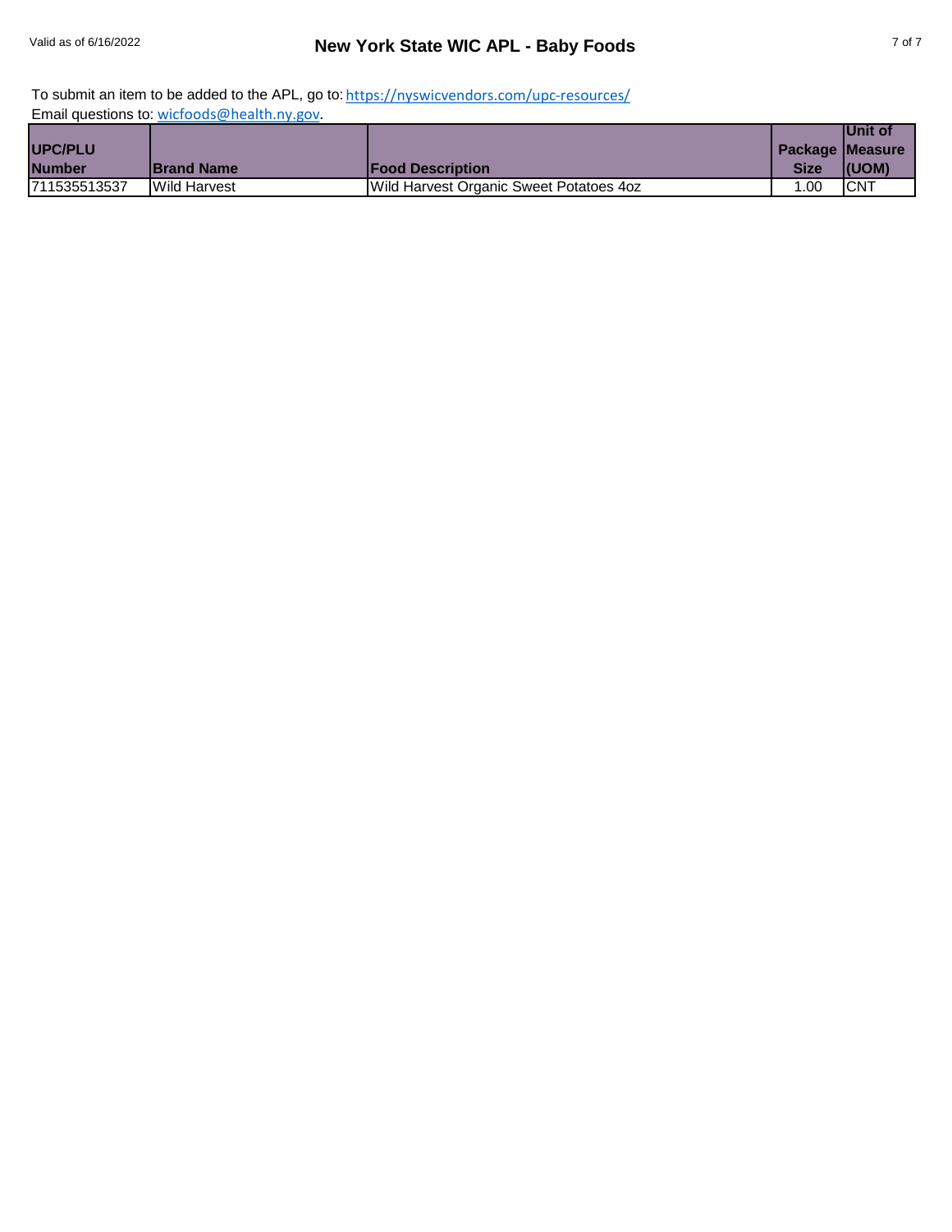To submit an item to be added to the APL, go to: https://nyswicvendors.com/upc-resources/
Email questions to: wicfoods@health.ny.gov.

| UPC/PLU Number | Brand Name | Food Description | Package Size | Unit of Measure (UOM) |
|---|---|---|---|---|
| 711535513537 | Wild Harvest | Wild Harvest Organic Sweet Potatoes 4oz | 1.00 | CNT |